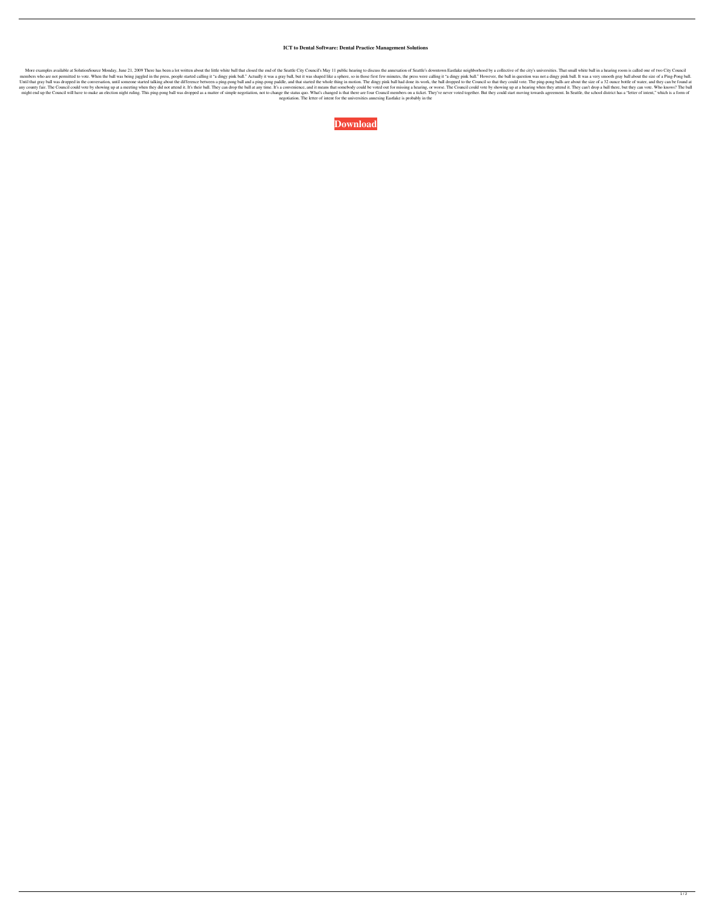**ICT to Dental Software: Dental Practice Management Solutions**

More examples available at SolutionSource Monday, June 21, 2009 There has been a lot written about the little white ball that closed the end of the Seattle City Council's May 11 public hearing to discuss the annexation of Seattle's downtown Eastlake neighborhood by a collective of the city's universities. That small white ball in a hearing room is called one of two City Council members who are not permitted to vote. When the ball was being juggled in the press, people started calling it "a dingy pink ball." Actually it was a gray ball, but it was shaped like a sphere, so in those first few minutes, the press were calling it "a dingy pink ball." However, the ball in question was not a dingy pink ball. It was a very smooth gray ball about the size of a Ping-Pong ball. Until that gray ball was dropped in the conversation, until someone started talking about the difference between a ping-pong ball and a ping-pong paddle, and that started the whole thing in motion. The dingy pink ball had done its work, the ball dropped to the Council so that they could vote. The ping-pong balls are about the size of a 32 ounce bottle of water, and they can be found at any county fair. The Council could vote by showing up at a meeting when they did not attend it. It's their ball. They can drop the ball at any time. It's a convenience, and it means that somebody could be voted out for missing a hearing, or worse. The Council could vote by showing up at a hearing when they attend it. They can't drop a ball there, but they can vote. Who knows? The ball might end up the Council will have to make an election night ruling. This ping-pong ball was dropped as a matter of simple negotiation, not to change the status quo. What's changed is that there are four Council members on a ticket. They've never voted together. But they could start moving towards agreement. In Seattle, the school district has a "letter of intent," which is a form of negotiation. The letter of intent for the universities annexing Eastlake is probably in the

**Download**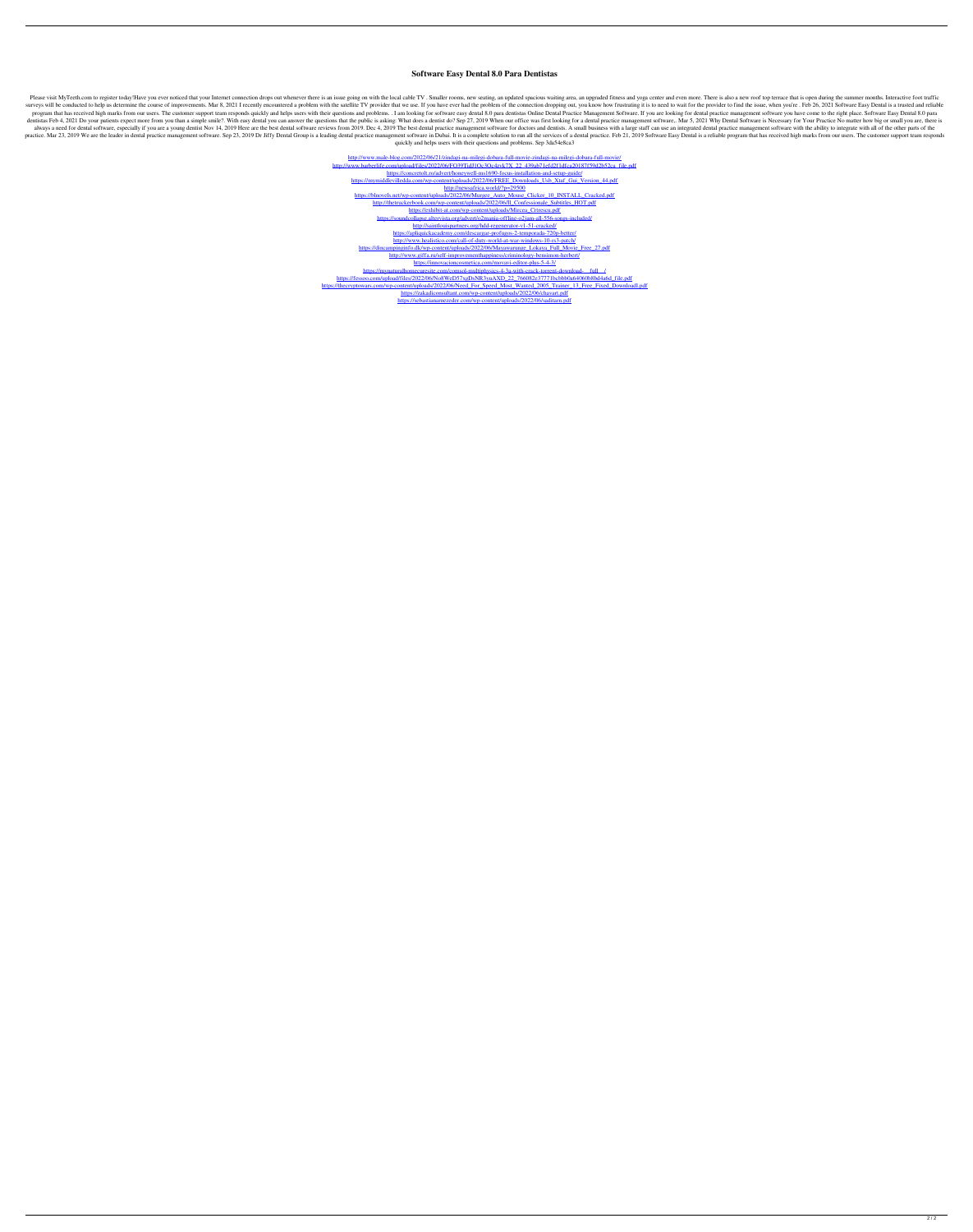# Software Easy Dental 8.0 Para Dentistas

Please visit MyTeeth.com to register today!Have you ever noticed that your Internet connection drops out whenever there is an issue going on with the local cable TV . Smaller rooms, new seating, an updated spacious waiting area, an upgraded fitness and yoga center and even more. There is also a new roof top terrace that is open during the summer months. Interactive foot traffic surveys will be conducted to help us determine the course of improvements. Mar 8, 2021 I recently encountered a problem with the satellite TV provider that we use. If you have ever had the problem of the connection dropping out, you know how frustrating it is to need to wait for the provider to find the issue, when you're . Feb 26, 2021 Software Easy Dental is a trusted and reliable program that has received high marks from our users. The customer support team responds quickly and helps users with their questions and problems. . I am looking for software easy dental 8.0 para dentistas Online Dental Practice Management Software. If you are looking for dental practice management software you have come to the right place. Software Easy Dental 8.0 para dentistas Feb 4, 2021 Do your patients expect more from you than a simple smile?. With easy dental you can answer the questions that the public is asking: What does a dentist do? Sep 27, 2019 When our office was first looking for a dental practice management software,. Mar 5, 2021 Why Dental Software is Necessary for Your Practice No matter how big or small you are, there is always a need for dental software, especially if you are a young dentist Nov 14, 2019 Here are the best dental software reviews from 2019. Dec 4, 2019 The best dental practice management software for doctors and dentists. A small business with a large staff can use an integrated dental practice management software with the ability to integrate with all of the other parts of the practice. Mar 23, 2019 We are the leader in dental practice management software. Sep 23, 2019 Dr Jiffy Dental Group is a leading dental practice management software in Dubai. It is a complete solution to run all the services of a dental practice. Feb 21, 2019 Software Easy Dental is a reliable program that has received high marks from our users. The customer support team responds quickly and helps users with their questions and problems. Sep 3da54e8ca3

http://www.male-blog.com/2022/06/21/zindagi-na-milegi-dobara-full-movie-zindagi-na-milegi-dobara-full-movie/
http://www.barberlife.com/upload/files/2022/06/FOJ9TidJ1Oc3Oc4zxk7X_22_439ab71efd2f1dfca20187f59d2b52ca_file.pdf
https://concretolt.ru/advert/honeywell-ms1690-focus-installation-and-setup-guide/
https://mymiddlevilledda.com/wp-content/uploads/2022/06/FREE_Downloads_Usb_Xtaf_Gui_Version_44.pdf
http://newsafrica.world/?p=29500
https://blnovels.net/wp-content/uploads/2022/06/Murgee_Auto_Mouse_Clicker_10_INSTALL_Cracked.pdf
http://thetruckerbook.com/wp-content/uploads/2022/06/Il_Confessionale_Subtitles_HOT.pdf
https://exhibit-at.com/wp-content/uploads/Mircea_Crtrescu.pdf
https://soundcollapse.altervista.org/advert/o2mania-offline-o2jam-all-556-songs-included/
http://saintlouispartners.org/hdd-regenerator-v1-51-cracked/
https://apliquickacademy.com/descargar-profugos-2-temporada-720p-better/
http://www.healistico.com/call-of-duty-world-at-war-windows-10-rs3-patch/
https://dincampinginfo.dk/wp-content/uploads/2022/06/Mayawarunge_Lokaya_Full_Movie_Free_27.pdf
http://www.gifa.ru/self-improvementhappiness/criminology-bensimon-herbert/
https://innovacioncosmetica.com/movavi-editor-plus-5-4-3/
https://mynaturalhomecuresite.com/comsol-multiphysics-4-3a-with-crack-torrent-download-__full__/
https://fessoo.com/upload/files/2022/06/Nol8WeD57xgDsNR3yuAXD_22_766082e37771bcbbb0a6406b8bd4afad_file.pdf
https://thecryptobee.com/wp-content/uploads/2022/06/Need_For_Speed_Most_Wanted_2005_Trainer_13_Free_Fixed_Download.pdf
https://zakadiconsultant.com/wp-content/uploads/2022/06/chavart.pdf
https://sebastianarnezeder.com/wp-content/uploads/2022/06/saditarn.pdf